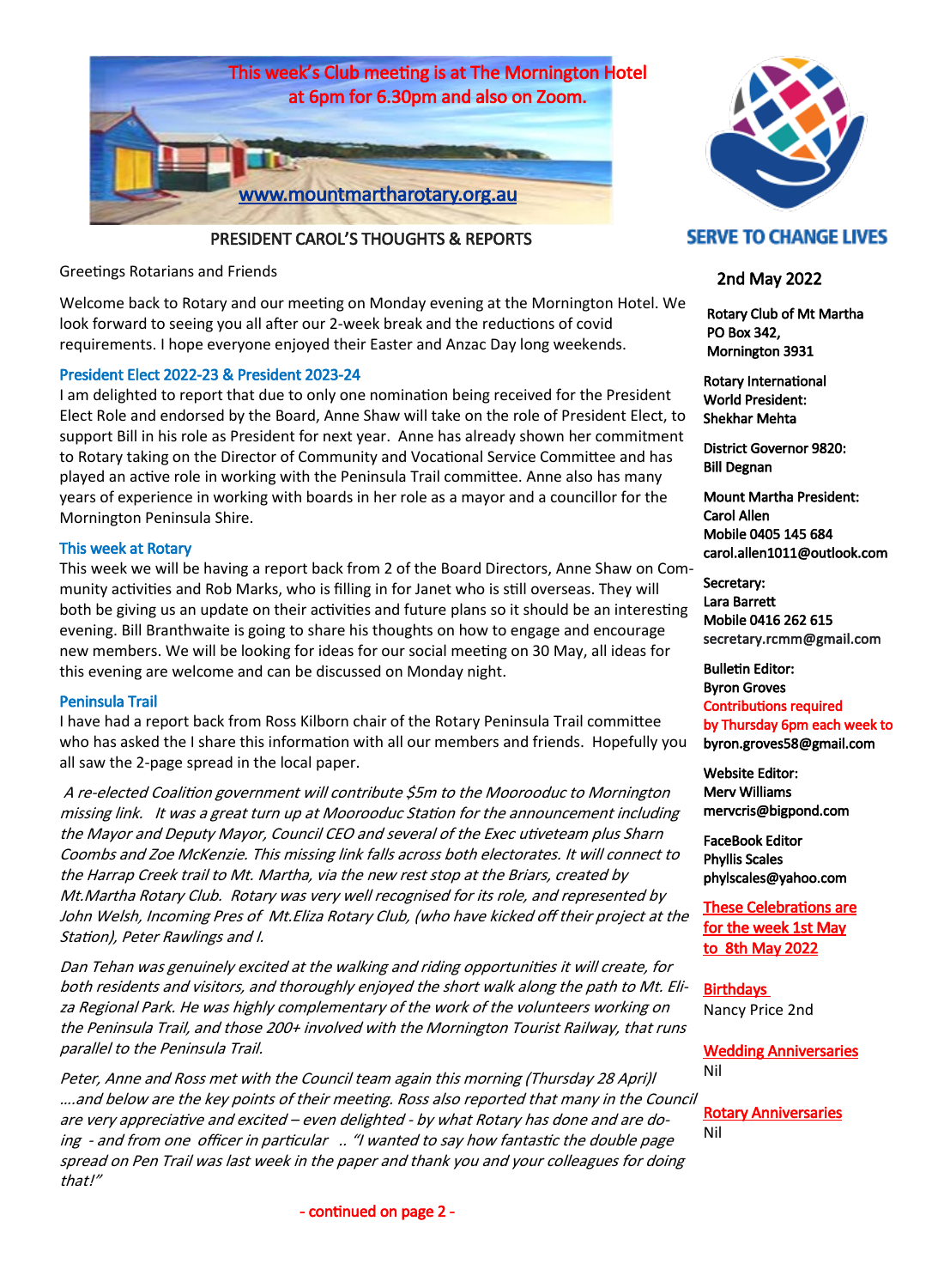This week's Club meeting is at The Mornington Hotel at 6pm for 6.30pm and also on Zoom.

www.mountmartharotary.org.au

**SERVE TO CHANGE LIVES**

## PRESIDENT CAROL'S THOUGHTS & REPORTS

Greetings Rotarians and Friends

Welcome back to Rotary and our meeting on Monday evening at the Mornington Hotel. We look forward to seeing you all after our 2-week break and the reductions of covid requirements. I hope everyone enjoyed their Easter and Anzac Day long weekends.

### President Elect 2022-23 & President 2023-24

I am delighted to report that due to only one nomination being received for the President Elect Role and endorsed by the Board, Anne Shaw will take on the role of President Elect, to support Bill in his role as President for next year. Anne has already shown her commitment to Rotary taking on the Director of Community and Vocational Service Committee and has played an active role in working with the Peninsula Trail committee. Anne also has many years of experience in working with boards in her role as a mayor and a councillor for the Mornington Peninsula Shire.

### This week at Rotary

This week we will be having a report back from 2 of the Board Directors, Anne Shaw on Community activities and Rob Marks, who is filling in for Janet who is still overseas. They will both be giving us an update on their activities and future plans so it should be an interesting evening. Bill Branthwaite is going to share his thoughts on how to engage and encourage new members. We will be looking for ideas for our social meeting on 30 May, all ideas for this evening are welcome and can be discussed on Monday night.

### Peninsula Trail

I have had a report back from Ross Kilborn chair of the Rotary Peninsula Trail committee who has asked the I share this information with all our members and friends. Hopefully you all saw the 2-page spread in the local paper.

*A re-elected Coalition government will contribute $5m to the Moorooduc to Mornington missing link. It was a great turn up at Moorooduc Station for the announcement including the Mayor and Deputy Mayor, Council CEO and several of the Exec utiveteam plus Sharn Coombs and Zoe McKenzie. This missing link falls across both electorates. It will connect to the Harrap Creek trail to Mt. Martha, via the new rest stop at the Briars, created by Mt.Martha Rotary Club. Rotary was very well recognised for its role, and represented by John Welsh, Incoming Pres of Mt.Eliza Rotary Club, (who have kicked off their project at the Station), Peter Rawlings and I.*

*Dan Tehan was genuinely excited at the walking and riding opportunities it will create, for both residents and visitors, and thoroughly enjoyed the short walk along the path to Mt. Eliza Regional Park. He was highly complementary of the work of the volunteers working on the Peninsula Trail, and those 200+ involved with the Mornington Tourist Railway, that runs parallel to the Peninsula Trail.*

*Peter, Anne and Ross met with the Council team again this morning (Thursday 28 April)l ….and below are the key points of their meeting. Ross also reported that many in the Council are very appreciative and excited – even delighted - by what Rotary has done and are doing - and from one officer in particular .. "I wanted to say how fantastic the double page spread on Pen Trail was last week in the paper and thank you and your colleagues for doing that!"*

- continued on page 2 -

---

**2nd May 2022**

**Rotary Club of Mt Martha**
**PO Box 342,**
**Mornington 3931**

**Rotary International World President:**
**Shekhar Mehta**

**District Governor 9820:**
**Bill Degnan**

**Mount Martha President:**
**Carol Allen**
**Mobile 0405 145 684**
**carol.allen1011@outlook.com**

**Secretary:**
**Lara Barrett**
**Mobile 0416 262 615**
**secretary.rcmm@gmail.com**

**Bulletin Editor:**
**Byron Groves**
**Contributions required by Thursday 6pm each week to**
**byron.groves58@gmail.com**

**Website Editor:**
**Merv Williams**
**mervcris@bigpond.com**

**FaceBook Editor**
**Phyllis Scales**
**phylscales@yahoo.com**

**These Celebrations are for the week 1st May to 8th May 2022**

**Birthdays**
Nancy Price 2nd

**Wedding Anniversaries**
Nil

**Rotary Anniversaries**
Nil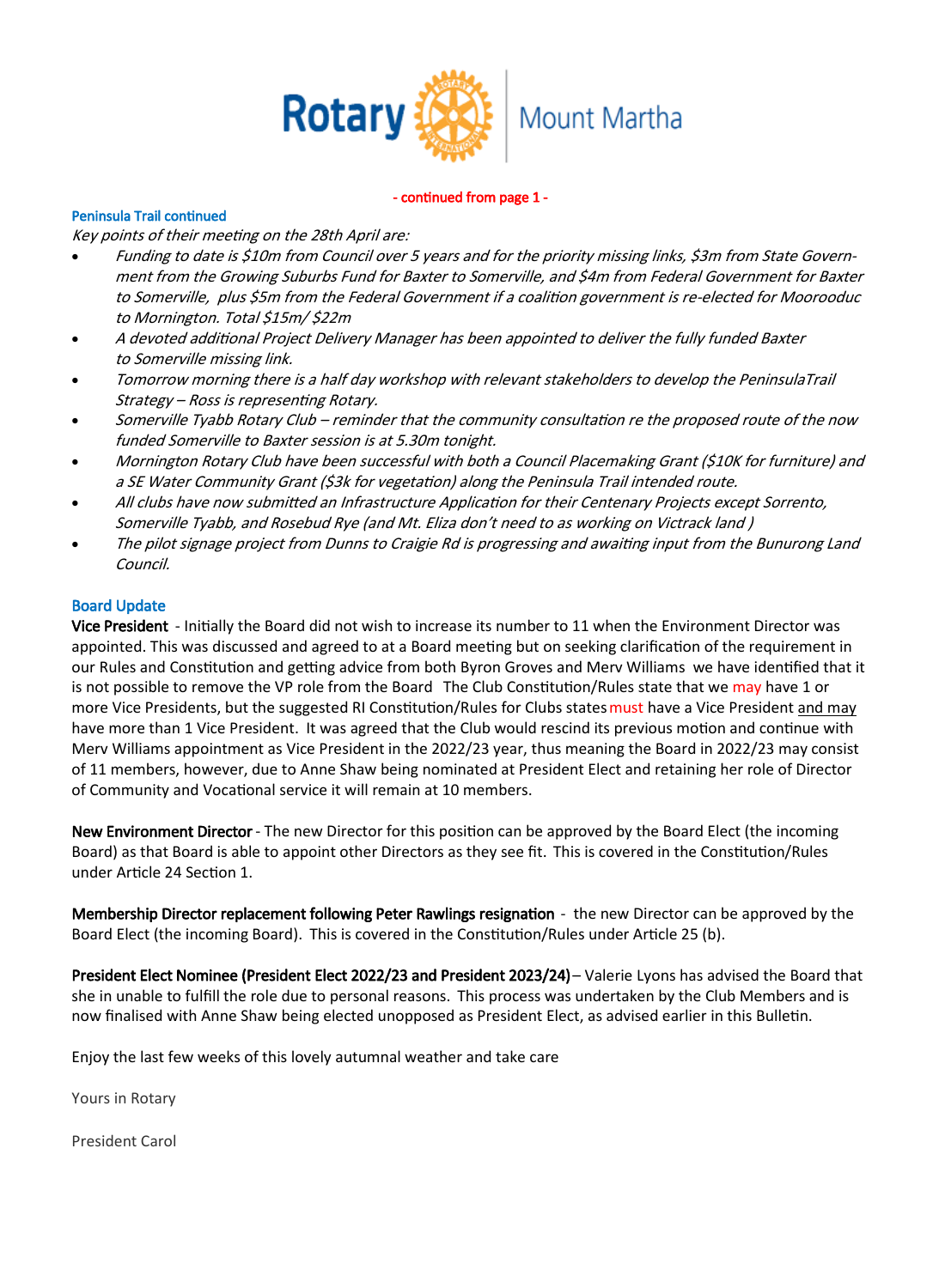- continued from page 1 -

### Peninsula Trail continued

*Key points of their meeting on the 28th April are:*

- *Funding to date is $10m from Council over 5 years and for the priority missing links, $3m from State Government from the Growing Suburbs Fund for Baxter to Somerville, and $4m from Federal Government for Baxter to Somerville, plus $5m from the Federal Government if a coalition government is re-elected for Moorooduc to Mornington. Total $15m/ $22m*
- *A devoted additional Project Delivery Manager has been appointed to deliver the fully funded Baxter to Somerville missing link.*
- *Tomorrow morning there is a half day workshop with relevant stakeholders to develop the PeninsulaTrail Strategy – Ross is representing Rotary.*
- *Somerville Tyabb Rotary Club – reminder that the community consultation re the proposed route of the now funded Somerville to Baxter session is at 5.30m tonight.*
- *Mornington Rotary Club have been successful with both a Council Placemaking Grant ($10K for furniture) and a SE Water Community Grant ($3k for vegetation) along the Peninsula Trail intended route.*
- *All clubs have now submitted an Infrastructure Application for their Centenary Projects except Sorrento, Somerville Tyabb, and Rosebud Rye (and Mt. Eliza don't need to as working on Victrack land )*
- *The pilot signage project from Dunns to Craigie Rd is progressing and awaiting input from the Bunurong Land Council.*

### Board Update

**Vice President** - Initially the Board did not wish to increase its number to 11 when the Environment Director was appointed. This was discussed and agreed to at a Board meeting but on seeking clarification of the requirement in our Rules and Constitution and getting advice from both Byron Groves and Merv Williams we have identified that it is not possible to remove the VP role from the Board The Club Constitution/Rules state that we may have 1 or more Vice Presidents, but the suggested RI Constitution/Rules for Clubs states must have a Vice President and may have more than 1 Vice President. It was agreed that the Club would rescind its previous motion and continue with Merv Williams appointment as Vice President in the 2022/23 year, thus meaning the Board in 2022/23 may consist of 11 members, however, due to Anne Shaw being nominated at President Elect and retaining her role of Director of Community and Vocational service it will remain at 10 members.

**New Environment Director** - The new Director for this position can be approved by the Board Elect (the incoming Board) as that Board is able to appoint other Directors as they see fit. This is covered in the Constitution/Rules under Article 24 Section 1.

**Membership Director replacement following Peter Rawlings resignation** - the new Director can be approved by the Board Elect (the incoming Board). This is covered in the Constitution/Rules under Article 25 (b).

**President Elect Nominee (President Elect 2022/23 and President 2023/24)** – Valerie Lyons has advised the Board that she in unable to fulfill the role due to personal reasons. This process was undertaken by the Club Members and is now finalised with Anne Shaw being elected unopposed as President Elect, as advised earlier in this Bulletin.

Enjoy the last few weeks of this lovely autumnal weather and take care

Yours in Rotary

President Carol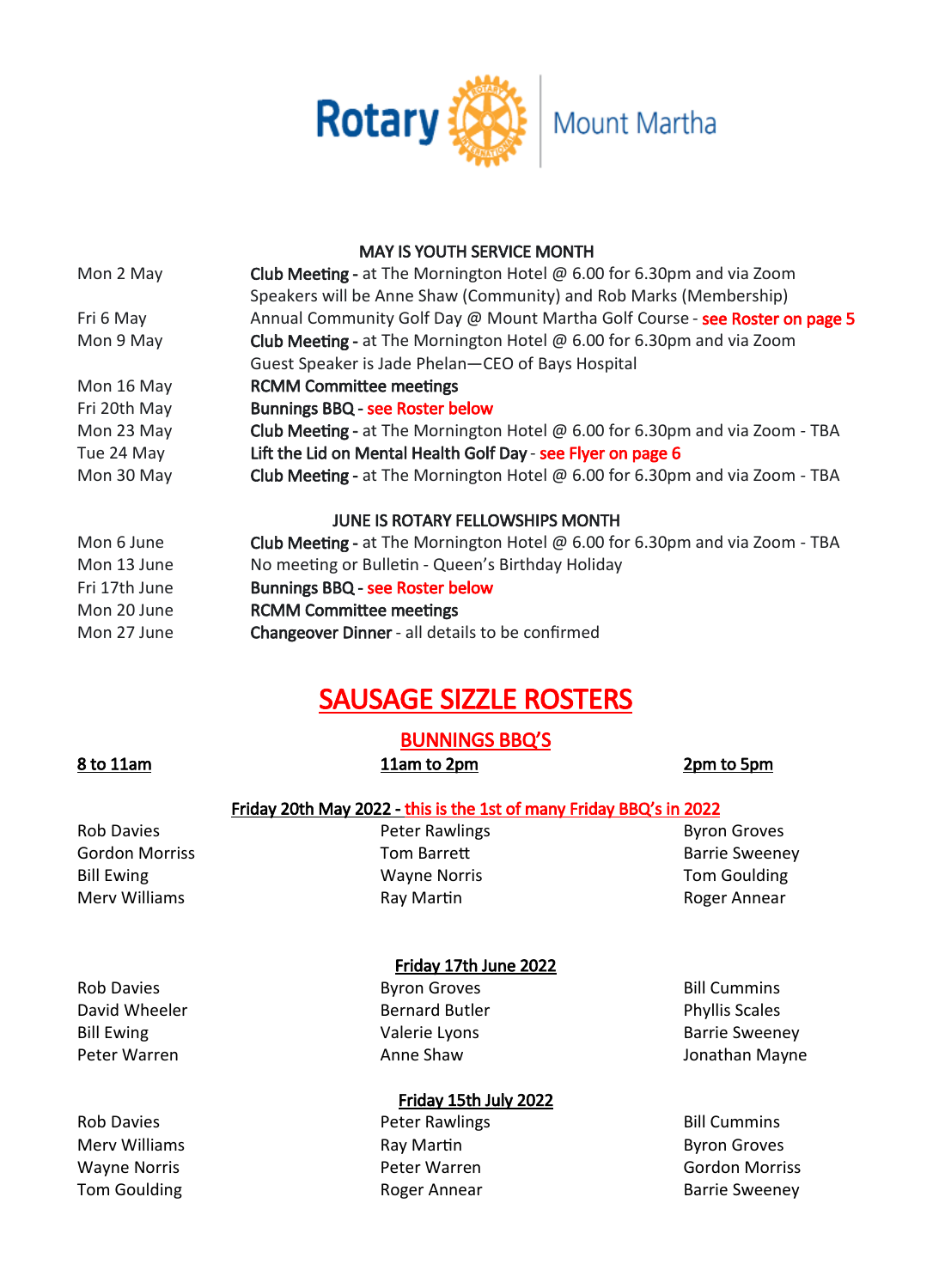Rotary Mount Martha

### MAY IS YOUTH SERVICE MONTH

| | |
|---|---|
| Mon 2 May | **Club Meeting -** at The Mornington Hotel @ 6.00 for 6.30pm and via Zoom<br>Speakers will be Anne Shaw (Community) and Rob Marks (Membership) |
| Fri 6 May | Annual Community Golf Day @ Mount Martha Golf Course - see Roster on page 5 |
| Mon 9 May | **Club Meeting -** at The Mornington Hotel @ 6.00 for 6.30pm and via Zoom<br>Guest Speaker is Jade Phelan—CEO of Bays Hospital |
| Mon 16 May | **RCMM Committee meetings** |
| Fri 20th May | **Bunnings BBQ** - see Roster below |
| Mon 23 May | **Club Meeting -** at The Mornington Hotel @ 6.00 for 6.30pm and via Zoom - TBA |
| Tue 24 May | **Lift the Lid on Mental Health Golf Day** - see Flyer on page 6 |
| Mon 30 May | **Club Meeting -** at The Mornington Hotel @ 6.00 for 6.30pm and via Zoom - TBA |

### JUNE IS ROTARY FELLOWSHIPS MONTH

| | |
|---|---|
| Mon 6 June | **Club Meeting -** at The Mornington Hotel @ 6.00 for 6.30pm and via Zoom - TBA |
| Mon 13 June | No meeting or Bulletin - Queen's Birthday Holiday |
| Fri 17th June | **Bunnings BBQ** - see Roster below |
| Mon 20 June | **RCMM Committee meetings** |
| Mon 27 June | **Changeover Dinner** - all details to be confirmed |

# SAUSAGE SIZZLE ROSTERS

## BUNNINGS BBQ'S

**Friday 20th May 2022 - this is the 1st of many Friday BBQ's in 2022**

| 8 to 11am | 11am to 2pm | 2pm to 5pm |
|---|---|---|
| Rob Davies | Peter Rawlings | Byron Groves |
| Gordon Morriss | Tom Barrett | Barrie Sweeney |
| Bill Ewing | Wayne Norris | Tom Goulding |
| Merv Williams | Ray Martin | Roger Annear |

**Friday 17th June 2022**

| 8 to 11am | 11am to 2pm | 2pm to 5pm |
|---|---|---|
| Rob Davies | Byron Groves | Bill Cummins |
| David Wheeler | Bernard Butler | Phyllis Scales |
| Bill Ewing | Valerie Lyons | Barrie Sweeney |
| Peter Warren | Anne Shaw | Jonathan Mayne |

**Friday 15th July 2022**

| 8 to 11am | 11am to 2pm | 2pm to 5pm |
|---|---|---|
| Rob Davies | Peter Rawlings | Bill Cummins |
| Merv Williams | Ray Martin | Byron Groves |
| Wayne Norris | Peter Warren | Gordon Morriss |
| Tom Goulding | Roger Annear | Barrie Sweeney |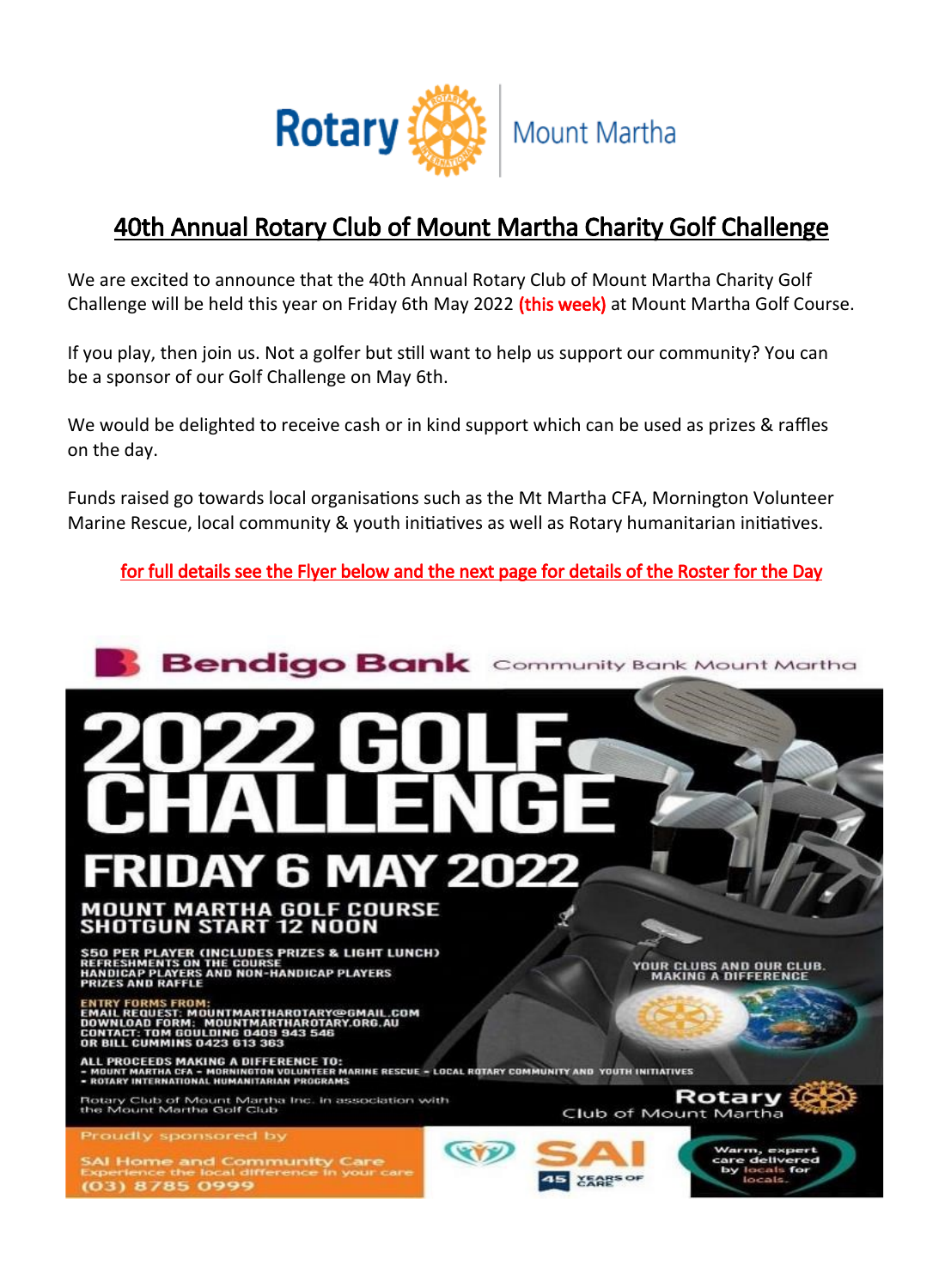Rotary Mount Martha

# 40th Annual Rotary Club of Mount Martha Charity Golf Challenge

We are excited to announce that the 40th Annual Rotary Club of Mount Martha Charity Golf Challenge will be held this year on Friday 6th May 2022 **(this week)** at Mount Martha Golf Course.

If you play, then join us. Not a golfer but still want to help us support our community? You can be a sponsor of our Golf Challenge on May 6th.

We would be delighted to receive cash or in kind support which can be used as prizes & raffles on the day.

Funds raised go towards local organisations such as the Mt Martha CFA, Mornington Volunteer Marine Rescue, local community & youth initiatives as well as Rotary humanitarian initiatives.

**for full details see the Flyer below and the next page for details of the Roster for the Day**

Bendigo Bank Community Bank Mount Martha

# 2022 GOLF CHALLENGE

## FRIDAY 6 MAY 2022

**MOUNT MARTHA GOLF COURSE**
**SHOTGUN START 12 NOON**

$50 PER PLAYER (INCLUDES PRIZES & LIGHT LUNCH)
REFRESHMENTS ON THE COURSE
HANDICAP PLAYERS AND NON-HANDICAP PLAYERS
PRIZES AND RAFFLE

YOUR CLUBS AND OUR CLUB. MAKING A DIFFERENCE

ENTRY FORMS FROM:
EMAIL REQUEST: MOUNTMARTHAROTARY@GMAIL.COM
DOWNLOAD FORM: MOUNTMARTHAROTARY.ORG.AU
CONTACT: TOM GOULDING 0409 943 546
OR BILL CUMMINS 0423 613 363

ALL PROCEEDS MAKING A DIFFERENCE TO:
- MOUNT MARTHA CFA - MORNINGTON VOLUNTEER MARINE RESCUE - LOCAL ROTARY COMMUNITY AND YOUTH INITIATIVES
- ROTARY INTERNATIONAL HUMANITARIAN PROGRAMS

Rotary Club of Mount Martha Inc. in association with the Mount Martha Golf Club

Rotary Club of Mount Martha

Proudly sponsored by

SAI Home and Community Care
Experience the local difference in your care
(03) 8785 0999

SAI 45 YEARS OF CARE

Warm, expert care delivered by locals for locals.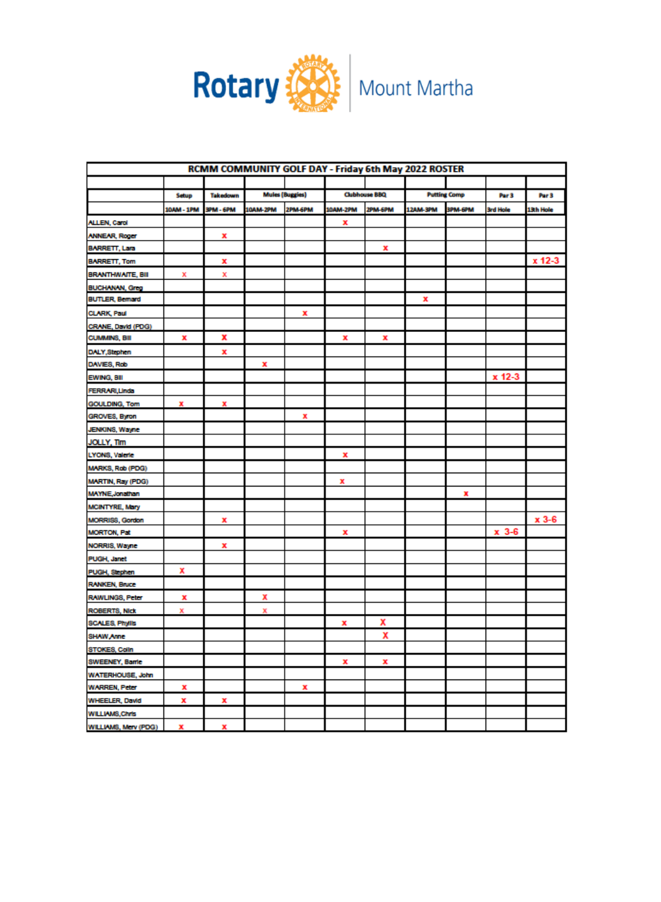Rotary Mount Martha

| RCMM COMMUNITY GOLF DAY - Friday 6th May 2022 ROSTER | | | | | | | | | | |
|---|---|---|---|---|---|---|---|---|---|---|
| | Setup | Takedown | Mules (Buggies) | | Clubhouse BBQ | | Putting Comp | | Par 3 | Par 3 |
| | 10AM - 1PM | 3PM - 6PM | 10AM-2PM | 2PM-6PM | 10AM-2PM | 2PM-6PM | 12AM-3PM | 3PM-6PM | 3rd Hole | 13th Hole |
| ALLEN, Carol | | | | | x | | | | | |
| ANNEAR, Roger | | x | | | | | | | | |
| BARRETT, Lara | | | | | | x | | | | |
| BARRETT, Tom | | x | | | | | | | | x 12-3 |
| BRANTHWAITE, Bill | x | x | | | | | | | | |
| BUCHANAN, Greg | | | | | | | | | | |
| BUTLER, Bernard | | | | | | | x | | | |
| CLARK, Paul | | | | x | | | | | | |
| CRANE, David (PDG) | | | | | | | | | | |
| CUMMINS, Bill | x | x | | | x | x | | | | |
| DALY, Stephen | | x | | | | | | | | |
| DAVIES, Rob | | | x | | | | | | | |
| EWING, Bill | | | | | | | | | x 12-3 | |
| FERRARI, Linda | | | | | | | | | | |
| GOULDING, Tom | x | x | | | | | | | | |
| GROVES, Byron | | | | x | | | | | | |
| JENKINS, Wayne | | | | | | | | | | |
| JOLLY, Tim | | | | | | | | | | |
| LYONS, Valerie | | | | | x | | | | | |
| MARKS, Rob (PDG) | | | | | | | | | | |
| MARTIN, Ray (PDG) | | | | | x | | | | | |
| MAYNE, Jonathan | | | | | | | | x | | |
| MCINTYRE, Mary | | | | | | | | | | |
| MORRISS, Gordon | | x | | | | | | | | x 3-6 |
| MORTON, Pat | | | | | x | | | | x 3-6 | |
| NORRIS, Wayne | | x | | | | | | | | |
| PUGH, Janet | | | | | | | | | | |
| PUGH, Stephen | x | | | | | | | | | |
| RANKEN, Bruce | | | | | | | | | | |
| RAWLINGS, Peter | x | | x | | | | | | | |
| ROBERTS, Nick | x | | x | | | | | | | |
| SCALES, Phyllis | | | | | x | x | | | | |
| SHAW, Anne | | | | | | x | | | | |
| STOKES, Colin | | | | | | | | | | |
| SWEENEY, Barrie | | | | | x | x | | | | |
| WATERHOUSE, John | | | | | | | | | | |
| WARREN, Peter | x | | | x | | | | | | |
| WHEELER, David | x | x | | | | | | | | |
| WILLIAMS, Chris | | | | | | | | | | |
| WILLIAMS, Merv (PDG) | x | x | | | | | | | | |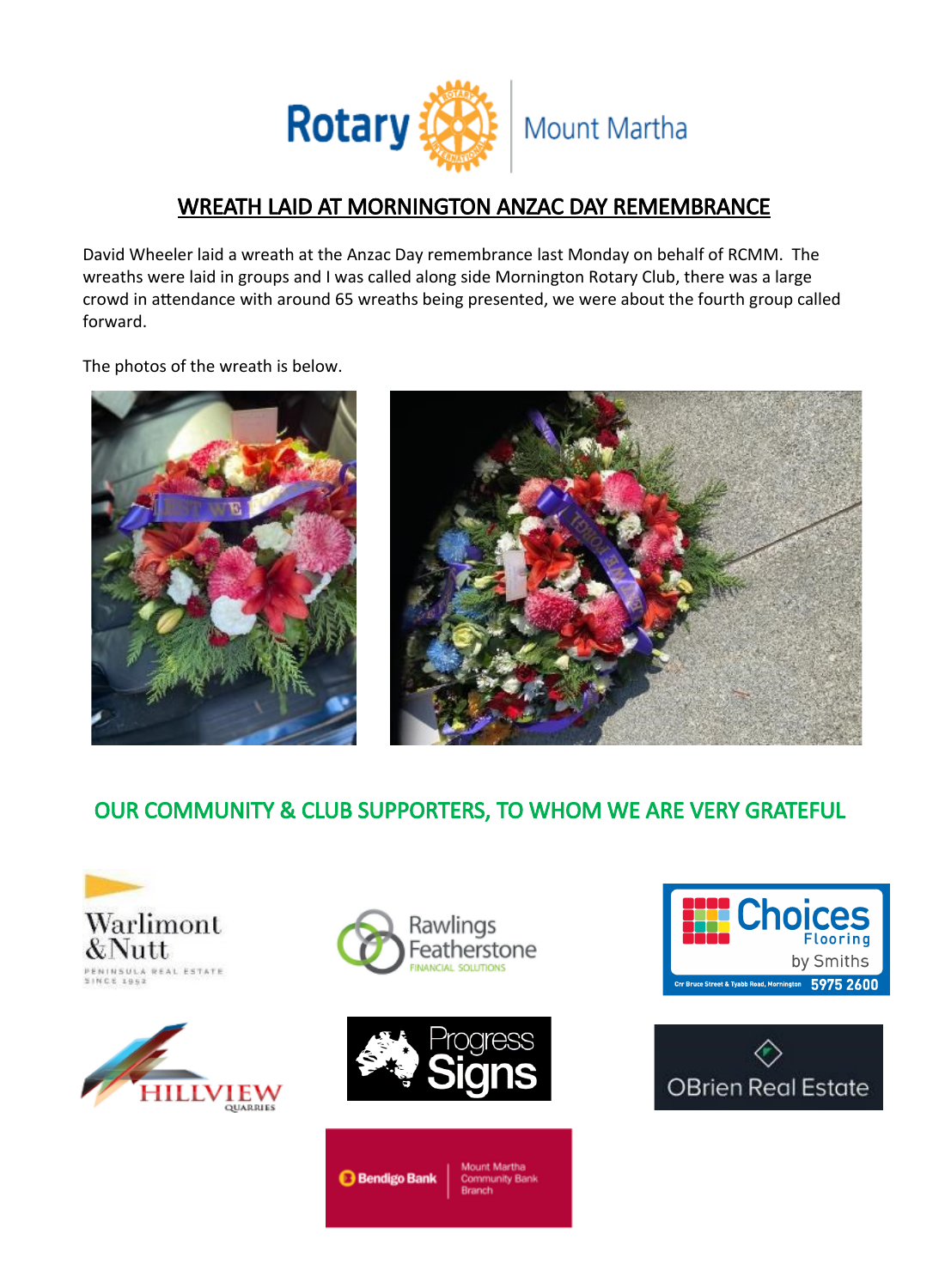## WREATH LAID AT MORNINGTON ANZAC DAY REMEMBRANCE

David Wheeler laid a wreath at the Anzac Day remembrance last Monday on behalf of RCMM. The wreaths were laid in groups and I was called along side Mornington Rotary Club, there was a large crowd in attendance with around 65 wreaths being presented, we were about the fourth group called forward.

The photos of the wreath is below.

## OUR COMMUNITY & CLUB SUPPORTERS, TO WHOM WE ARE VERY GRATEFUL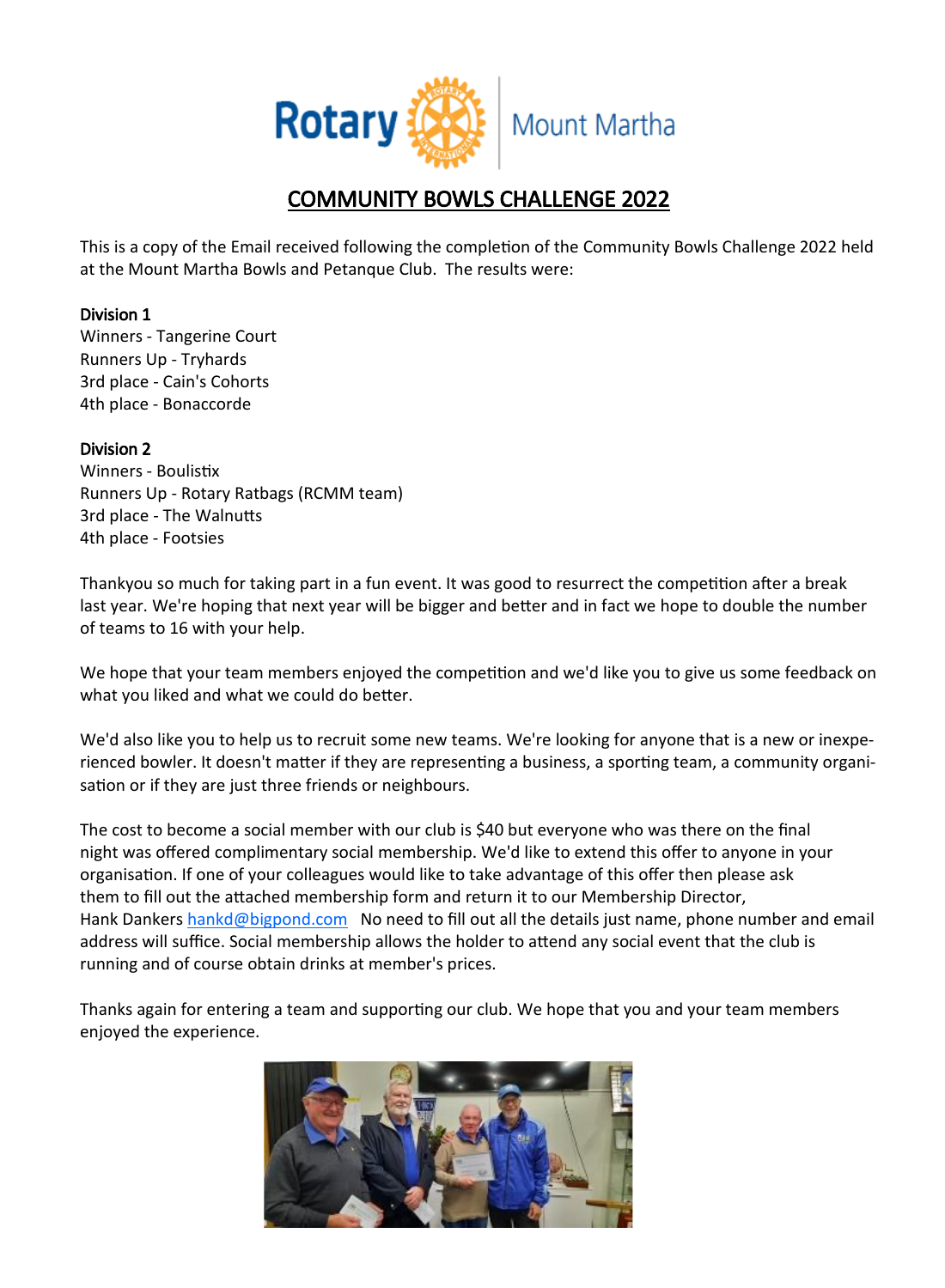# COMMUNITY BOWLS CHALLENGE 2022

This is a copy of the Email received following the completion of the Community Bowls Challenge 2022 held at the Mount Martha Bowls and Petanque Club. The results were:

**Division 1**
Winners - Tangerine Court
Runners Up - Tryhards
3rd place - Cain's Cohorts
4th place - Bonaccorde

**Division 2**
Winners - Boulistix
Runners Up - Rotary Ratbags (RCMM team)
3rd place - The Walnutts
4th place - Footsies

Thankyou so much for taking part in a fun event. It was good to resurrect the competition after a break last year. We're hoping that next year will be bigger and better and in fact we hope to double the number of teams to 16 with your help.

We hope that your team members enjoyed the competition and we'd like you to give us some feedback on what you liked and what we could do better.

We'd also like you to help us to recruit some new teams. We're looking for anyone that is a new or inexperienced bowler. It doesn't matter if they are representing a business, a sporting team, a community organisation or if they are just three friends or neighbours.

The cost to become a social member with our club is $40 but everyone who was there on the final night was offered complimentary social membership. We'd like to extend this offer to anyone in your organisation. If one of your colleagues would like to take advantage of this offer then please ask them to fill out the attached membership form and return it to our Membership Director, Hank Dankers hankd@bigpond.com No need to fill out all the details just name, phone number and email address will suffice. Social membership allows the holder to attend any social event that the club is running and of course obtain drinks at member's prices.

Thanks again for entering a team and supporting our club. We hope that you and your team members enjoyed the experience.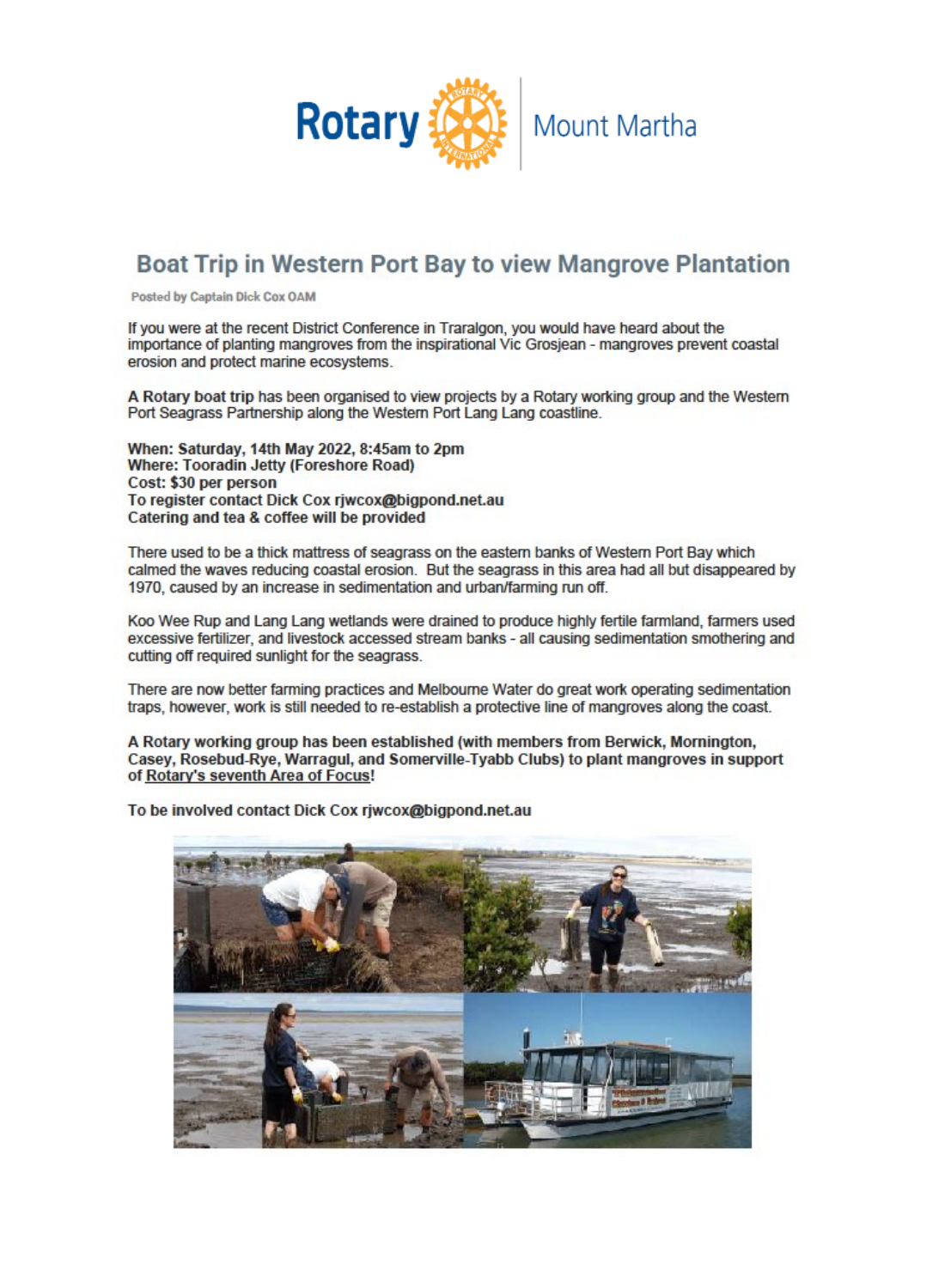Rotary | Mount Martha

## Boat Trip in Western Port Bay to view Mangrove Plantation

**Posted by Captain Dick Cox OAM**

If you were at the recent District Conference in Traralgon, you would have heard about the importance of planting mangroves from the inspirational Vic Grosjean - mangroves prevent coastal erosion and protect marine ecosystems.

**A Rotary boat trip** has been organised to view projects by a Rotary working group and the Western Port Seagrass Partnership along the Western Port Lang Lang coastline.

**When: Saturday, 14th May 2022, 8:45am to 2pm**
**Where: Tooradin Jetty (Foreshore Road)**
**Cost: $30 per person**
**To register contact Dick Cox rjwcox@bigpond.net.au**
**Catering and tea & coffee will be provided**

There used to be a thick mattress of seagrass on the eastern banks of Western Port Bay which calmed the waves reducing coastal erosion. But the seagrass in this area had all but disappeared by 1970, caused by an increase in sedimentation and urban/farming run off.

Koo Wee Rup and Lang Lang wetlands were drained to produce highly fertile farmland, farmers used excessive fertilizer, and livestock accessed stream banks - all causing sedimentation smothering and cutting off required sunlight for the seagrass.

There are now better farming practices and Melbourne Water do great work operating sedimentation traps, however, work is still needed to re-establish a protective line of mangroves along the coast.

**A Rotary working group has been established (with members from Berwick, Mornington, Casey, Rosebud-Rye, Warragul, and Somerville-Tyabb Clubs) to plant mangroves in support of Rotary's seventh Area of Focus!**

**To be involved contact Dick Cox rjwcox@bigpond.net.au**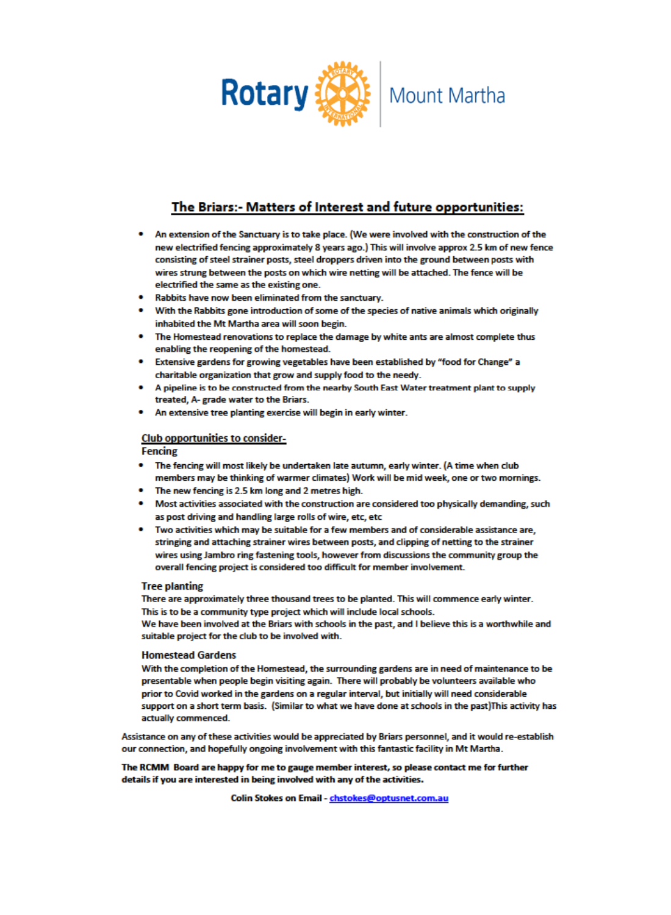Rotary Mount Martha

## The Briars:- Matters of Interest and future opportunities:

- An extension of the Sanctuary is to take place. (We were involved with the construction of the new electrified fencing approximately 8 years ago.) This will involve approx 2.5 km of new fence consisting of steel strainer posts, steel droppers driven into the ground between posts with wires strung between the posts on which wire netting will be attached. The fence will be electrified the same as the existing one.
- Rabbits have now been eliminated from the sanctuary.
- With the Rabbits gone introduction of some of the species of native animals which originally inhabited the Mt Martha area will soon begin.
- The Homestead renovations to replace the damage by white ants are almost complete thus enabling the reopening of the homestead.
- Extensive gardens for growing vegetables have been established by "food for Change" a charitable organization that grow and supply food to the needy.
- A pipeline is to be constructed from the nearby South East Water treatment plant to supply treated, A- grade water to the Briars.
- An extensive tree planting exercise will begin in early winter.

### Club opportunities to consider-

**Fencing**

- The fencing will most likely be undertaken late autumn, early winter. (A time when club members may be thinking of warmer climates) Work will be mid week, one or two mornings.
- The new fencing is 2.5 km long and 2 metres high.
- Most activities associated with the construction are considered too physically demanding, such as post driving and handling large rolls of wire, etc, etc
- Two activities which may be suitable for a few members and of considerable assistance are, stringing and attaching strainer wires between posts, and clipping of netting to the strainer wires using Jambro ring fastening tools, however from discussions the community group the overall fencing project is considered too difficult for member involvement.

**Tree planting**

There are approximately three thousand trees to be planted. This will commence early winter.
This is to be a community type project which will include local schools.
We have been involved at the Briars with schools in the past, and I believe this is a worthwhile and suitable project for the club to be involved with.

**Homestead Gardens**

With the completion of the Homestead, the surrounding gardens are in need of maintenance to be presentable when people begin visiting again. There will probably be volunteers available who prior to Covid worked in the gardens on a regular interval, but initially will need considerable support on a short term basis. (Similar to what we have done at schools in the past)This activity has actually commenced.

Assistance on any of these activities would be appreciated by Briars personnel, and it would re-establish our connection, and hopefully ongoing involvement with this fantastic facility in Mt Martha.

**The RCMM Board are happy for me to gauge member interest, so please contact me for further details if you are interested in being involved with any of the activities.**

**Colin Stokes on Email - chstokes@optusnet.com.au**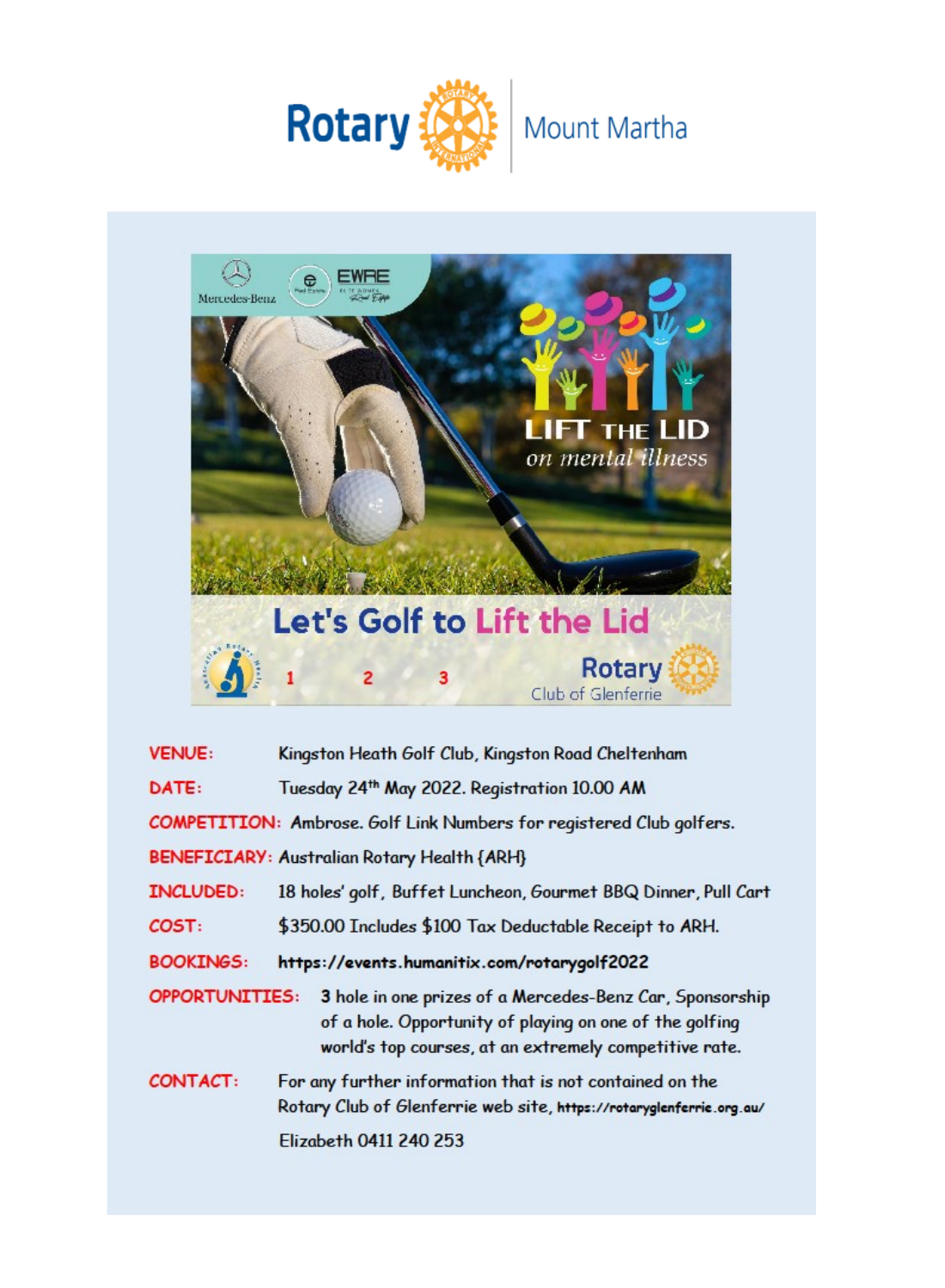Rotary | Mount Martha

LIFT THE LID *on mental illness*

## Let's Golf to Lift the Lid

1 2 3

Rotary Club of Glenferrie

**VENUE:** Kingston Heath Golf Club, Kingston Road Cheltenham

**DATE:** Tuesday 24th May 2022. Registration 10.00 AM

**COMPETITION:** Ambrose. Golf Link Numbers for registered Club golfers.

**BENEFICIARY:** Australian Rotary Health {ARH}

**INCLUDED:** 18 holes' golf, Buffet Luncheon, Gourmet BBQ Dinner, Pull Cart

**COST:** $350.00 Includes $100 Tax Deductable Receipt to ARH.

**BOOKINGS:** **https://events.humanitix.com/rotarygolf2022**

**OPPORTUNITIES:** 3 hole in one prizes of a Mercedes-Benz Car, Sponsorship of a hole. Opportunity of playing on one of the golfing world's top courses, at an extremely competitive rate.

**CONTACT:** For any further information that is not contained on the Rotary Club of Glenferrie web site, https://rotaryglenferrie.org.au/

Elizabeth 0411 240 253